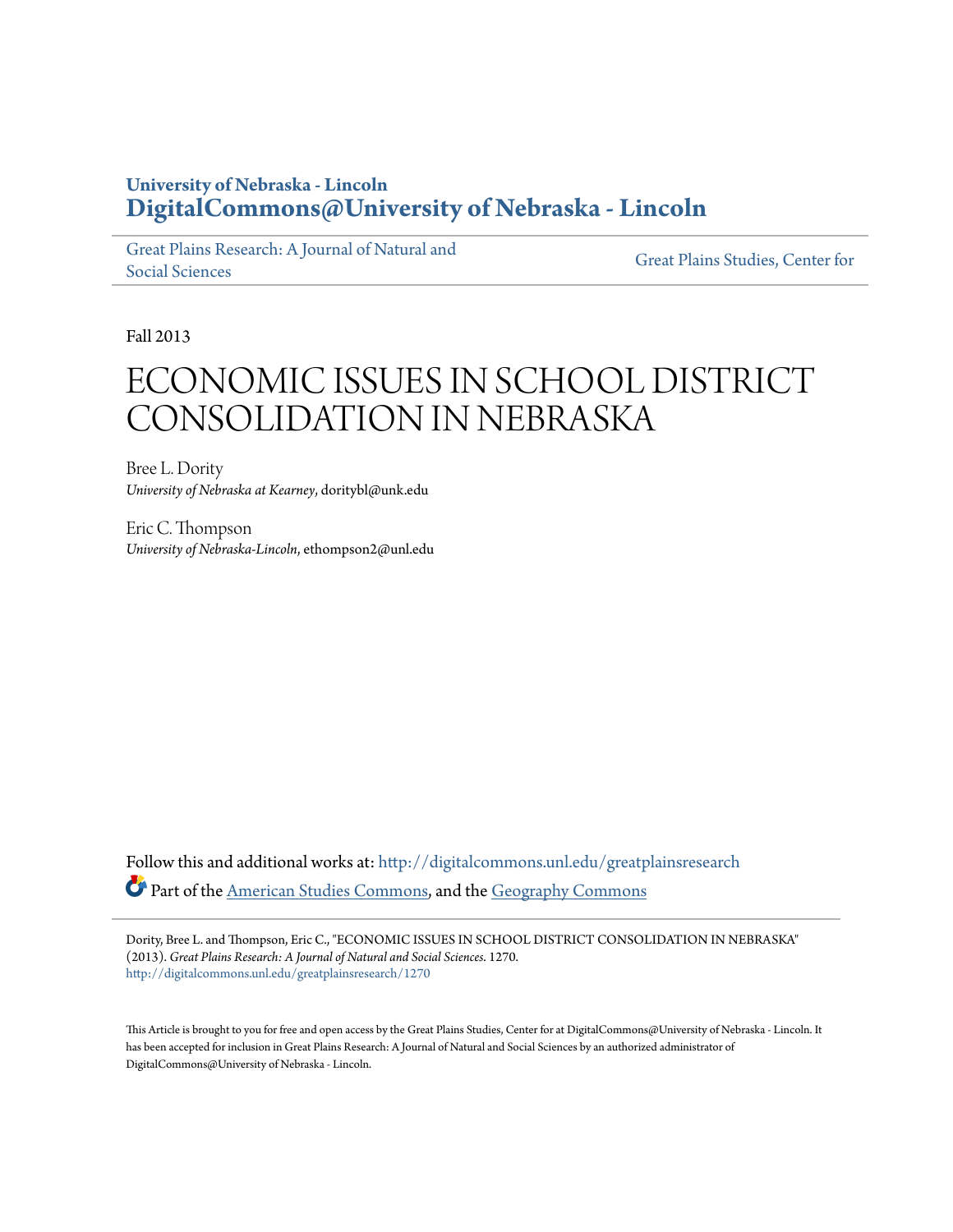University of Nebraska - Lincoln
**DigitalCommons@University of Nebraska - Lincoln**

Great Plains Research: A Journal of Natural and Social Sciences | Great Plains Studies, Center for

Fall 2013

# ECONOMIC ISSUES IN SCHOOL DISTRICT CONSOLIDATION IN NEBRASKA

Bree L. Dority
*University of Nebraska at Kearney*, dority bl@unk.edu

Eric C. Thompson
*University of Nebraska-Lincoln*, ethompson2@unl.edu

Follow this and additional works at: http://digitalcommons.unl.edu/greatplainsresearch

Part of the American Studies Commons, and the Geography Commons

Dority, Bree L. and Thompson, Eric C., "ECONOMIC ISSUES IN SCHOOL DISTRICT CONSOLIDATION IN NEBRASKA" (2013). *Great Plains Research: A Journal of Natural and Social Sciences*. 1270.
http://digitalcommons.unl.edu/greatplainsresearch/1270

This Article is brought to you for free and open access by the Great Plains Studies, Center for at DigitalCommons@University of Nebraska - Lincoln. It has been accepted for inclusion in Great Plains Research: A Journal of Natural and Social Sciences by an authorized administrator of DigitalCommons@University of Nebraska - Lincoln.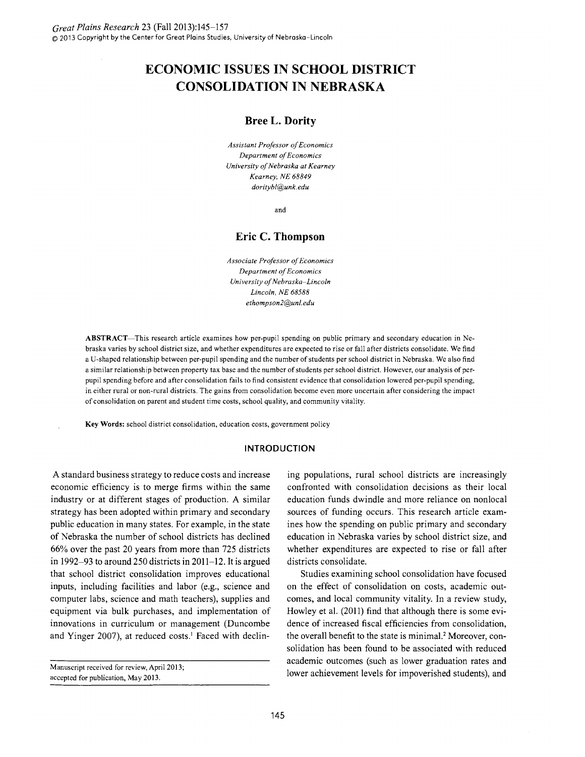# ECONOMIC ISSUES IN SCHOOL DISTRICT CONSOLIDATION IN NEBRASKA

## Bree L. Dority

*Assistant Professor of Economics*
*Department of Economics*
*University of Nebraska at Kearney*
*Kearney, NE 68849*
*doritybl@unk.edu*

and

## Eric C. Thompson

*Associate Professor of Economics*
*Department of Economics*
*University of Nebraska–Lincoln*
*Lincoln, NE 68588*
*ethompson2@unl.edu*

**ABSTRACT**—This research article examines how per-pupil spending on public primary and secondary education in Nebraska varies by school district size, and whether expenditures are expected to rise or fall after districts consolidate. We find a U-shaped relationship between per-pupil spending and the number of students per school district in Nebraska. We also find a similar relationship between property tax base and the number of students per school district. However, our analysis of per-pupil spending before and after consolidation fails to find consistent evidence that consolidation lowered per-pupil spending, in either rural or non-rural districts. The gains from consolidation become even more uncertain after considering the impact of consolidation on parent and student time costs, school quality, and community vitality.

**Key Words:** school district consolidation, education costs, government policy

### INTRODUCTION

A standard business strategy to reduce costs and increase economic efficiency is to merge firms within the same industry or at different stages of production. A similar strategy has been adopted within primary and secondary public education in many states. For example, in the state of Nebraska the number of school districts has declined 66% over the past 20 years from more than 725 districts in 1992–93 to around 250 districts in 2011–12. It is argued that school district consolidation improves educational inputs, including facilities and labor (e.g., science and computer labs, science and math teachers), supplies and equipment via bulk purchases, and implementation of innovations in curriculum or management (Duncombe and Yinger 2007), at reduced costs.[1] Faced with declining populations, rural school districts are increasingly confronted with consolidation decisions as their local education funds dwindle and more reliance on nonlocal sources of funding occurs. This research article examines how the spending on public primary and secondary education in Nebraska varies by school district size, and whether expenditures are expected to rise or fall after districts consolidate.

Studies examining school consolidation have focused on the effect of consolidation on costs, academic outcomes, and local community vitality. In a review study, Howley et al. (2011) find that although there is some evidence of increased fiscal efficiencies from consolidation, the overall benefit to the state is minimal.[2] Moreover, consolidation has been found to be associated with reduced academic outcomes (such as lower graduation rates and lower achievement levels for impoverished students), and

Manuscript received for review, April 2013;
accepted for publication, May 2013.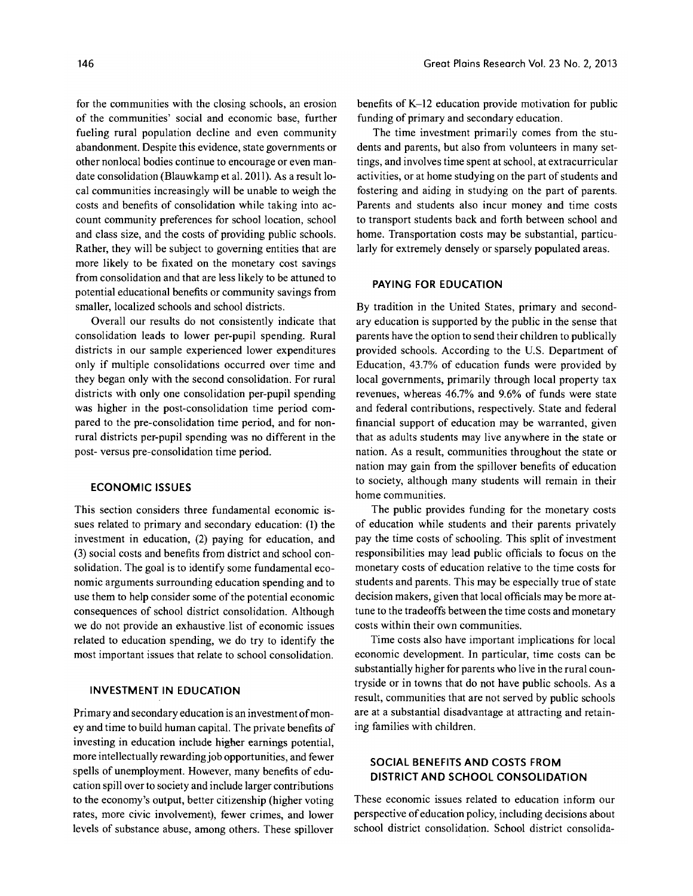for the communities with the closing schools, an erosion of the communities' social and economic base, further fueling rural population decline and even community abandonment. Despite this evidence, state governments or other nonlocal bodies continue to encourage or even mandate consolidation (Blauwkamp et al. 2011). As a result local communities increasingly will be unable to weigh the costs and benefits of consolidation while taking into account community preferences for school location, school and class size, and the costs of providing public schools. Rather, they will be subject to governing entities that are more likely to be fixated on the monetary cost savings from consolidation and that are less likely to be attuned to potential educational benefits or community savings from smaller, localized schools and school districts.

Overall our results do not consistently indicate that consolidation leads to lower per-pupil spending. Rural districts in our sample experienced lower expenditures only if multiple consolidations occurred over time and they began only with the second consolidation. For rural districts with only one consolidation per-pupil spending was higher in the post-consolidation time period compared to the pre-consolidation time period, and for nonrural districts per-pupil spending was no different in the post- versus pre-consolidation time period.

## ECONOMIC ISSUES

This section considers three fundamental economic issues related to primary and secondary education: (1) the investment in education, (2) paying for education, and (3) social costs and benefits from district and school consolidation. The goal is to identify some fundamental economic arguments surrounding education spending and to use them to help consider some of the potential economic consequences of school district consolidation. Although we do not provide an exhaustive list of economic issues related to education spending, we do try to identify the most important issues that relate to school consolidation.

### INVESTMENT IN EDUCATION

Primary and secondary education is an investment of money and time to build human capital. The private benefits of investing in education include higher earnings potential, more intellectually rewarding job opportunities, and fewer spells of unemployment. However, many benefits of education spill over to society and include larger contributions to the economy's output, better citizenship (higher voting rates, more civic involvement), fewer crimes, and lower levels of substance abuse, among others. These spillover benefits of K–12 education provide motivation for public funding of primary and secondary education.

The time investment primarily comes from the students and parents, but also from volunteers in many settings, and involves time spent at school, at extracurricular activities, or at home studying on the part of students and fostering and aiding in studying on the part of parents. Parents and students also incur money and time costs to transport students back and forth between school and home. Transportation costs may be substantial, particularly for extremely densely or sparsely populated areas.

### PAYING FOR EDUCATION

By tradition in the United States, primary and secondary education is supported by the public in the sense that parents have the option to send their children to publically provided schools. According to the U.S. Department of Education, 43.7% of education funds were provided by local governments, primarily through local property tax revenues, whereas 46.7% and 9.6% of funds were state and federal contributions, respectively. State and federal financial support of education may be warranted, given that as adults students may live anywhere in the state or nation. As a result, communities throughout the state or nation may gain from the spillover benefits of education to society, although many students will remain in their home communities.

The public provides funding for the monetary costs of education while students and their parents privately pay the time costs of schooling. This split of investment responsibilities may lead public officials to focus on the monetary costs of education relative to the time costs for students and parents. This may be especially true of state decision makers, given that local officials may be more attune to the tradeoffs between the time costs and monetary costs within their own communities.

Time costs also have important implications for local economic development. In particular, time costs can be substantially higher for parents who live in the rural countryside or in towns that do not have public schools. As a result, communities that are not served by public schools are at a substantial disadvantage at attracting and retaining families with children.

### SOCIAL BENEFITS AND COSTS FROM DISTRICT AND SCHOOL CONSOLIDATION

These economic issues related to education inform our perspective of education policy, including decisions about school district consolidation. School district consolida-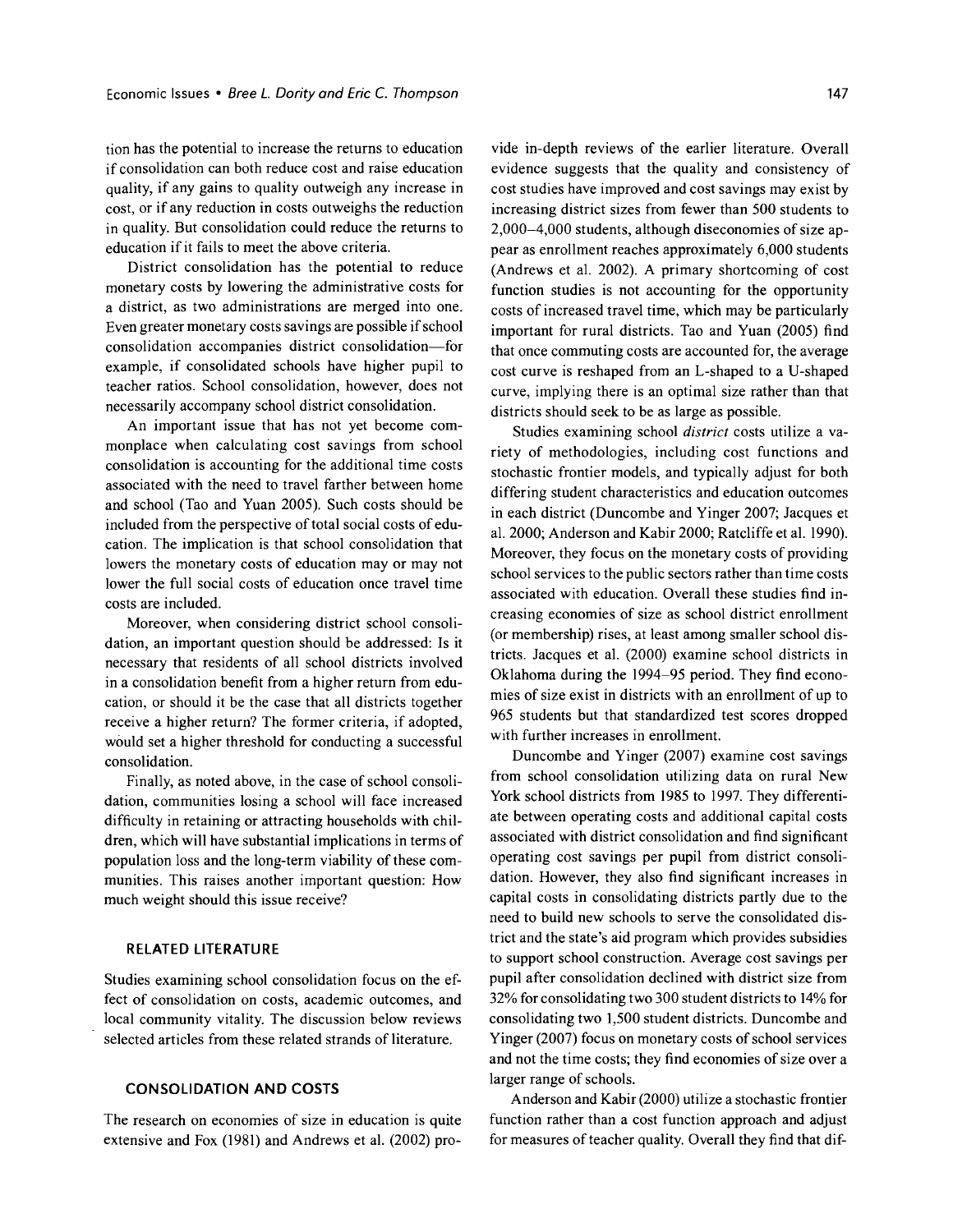tion has the potential to increase the returns to education if consolidation can both reduce cost and raise education quality, if any gains to quality outweigh any increase in cost, or if any reduction in costs outweighs the reduction in quality. But consolidation could reduce the returns to education if it fails to meet the above criteria.

District consolidation has the potential to reduce monetary costs by lowering the administrative costs for a district, as two administrations are merged into one. Even greater monetary costs savings are possible if school consolidation accompanies district consolidation—for example, if consolidated schools have higher pupil to teacher ratios. School consolidation, however, does not necessarily accompany school district consolidation.

An important issue that has not yet become commonplace when calculating cost savings from school consolidation is accounting for the additional time costs associated with the need to travel farther between home and school (Tao and Yuan 2005). Such costs should be included from the perspective of total social costs of education. The implication is that school consolidation that lowers the monetary costs of education may or may not lower the full social costs of education once travel time costs are included.

Moreover, when considering district school consolidation, an important question should be addressed: Is it necessary that residents of all school districts involved in a consolidation benefit from a higher return from education, or should it be the case that all districts together receive a higher return? The former criteria, if adopted, would set a higher threshold for conducting a successful consolidation.

Finally, as noted above, in the case of school consolidation, communities losing a school will face increased difficulty in retaining or attracting households with children, which will have substantial implications in terms of population loss and the long-term viability of these communities. This raises another important question: How much weight should this issue receive?

## RELATED LITERATURE

Studies examining school consolidation focus on the effect of consolidation on costs, academic outcomes, and local community vitality. The discussion below reviews selected articles from these related strands of literature.

## CONSOLIDATION AND COSTS

The research on economies of size in education is quite extensive and Fox (1981) and Andrews et al. (2002) provide in-depth reviews of the earlier literature. Overall evidence suggests that the quality and consistency of cost studies have improved and cost savings may exist by increasing district sizes from fewer than 500 students to 2,000–4,000 students, although diseconomies of size appear as enrollment reaches approximately 6,000 students (Andrews et al. 2002). A primary shortcoming of cost function studies is not accounting for the opportunity costs of increased travel time, which may be particularly important for rural districts. Tao and Yuan (2005) find that once commuting costs are accounted for, the average cost curve is reshaped from an L-shaped to a U-shaped curve, implying there is an optimal size rather than that districts should seek to be as large as possible.

Studies examining school *district* costs utilize a variety of methodologies, including cost functions and stochastic frontier models, and typically adjust for both differing student characteristics and education outcomes in each district (Duncombe and Yinger 2007; Jacques et al. 2000; Anderson and Kabir 2000; Ratcliffe et al. 1990). Moreover, they focus on the monetary costs of providing school services to the public sectors rather than time costs associated with education. Overall these studies find increasing economies of size as school district enrollment (or membership) rises, at least among smaller school districts. Jacques et al. (2000) examine school districts in Oklahoma during the 1994–95 period. They find economies of size exist in districts with an enrollment of up to 965 students but that standardized test scores dropped with further increases in enrollment.

Duncombe and Yinger (2007) examine cost savings from school consolidation utilizing data on rural New York school districts from 1985 to 1997. They differentiate between operating costs and additional capital costs associated with district consolidation and find significant operating cost savings per pupil from district consolidation. However, they also find significant increases in capital costs in consolidating districts partly due to the need to build new schools to serve the consolidated district and the state's aid program which provides subsidies to support school construction. Average cost savings per pupil after consolidation declined with district size from 32% for consolidating two 300 student districts to 14% for consolidating two 1,500 student districts. Duncombe and Yinger (2007) focus on monetary costs of school services and not the time costs; they find economies of size over a larger range of schools.

Anderson and Kabir (2000) utilize a stochastic frontier function rather than a cost function approach and adjust for measures of teacher quality. Overall they find that dif-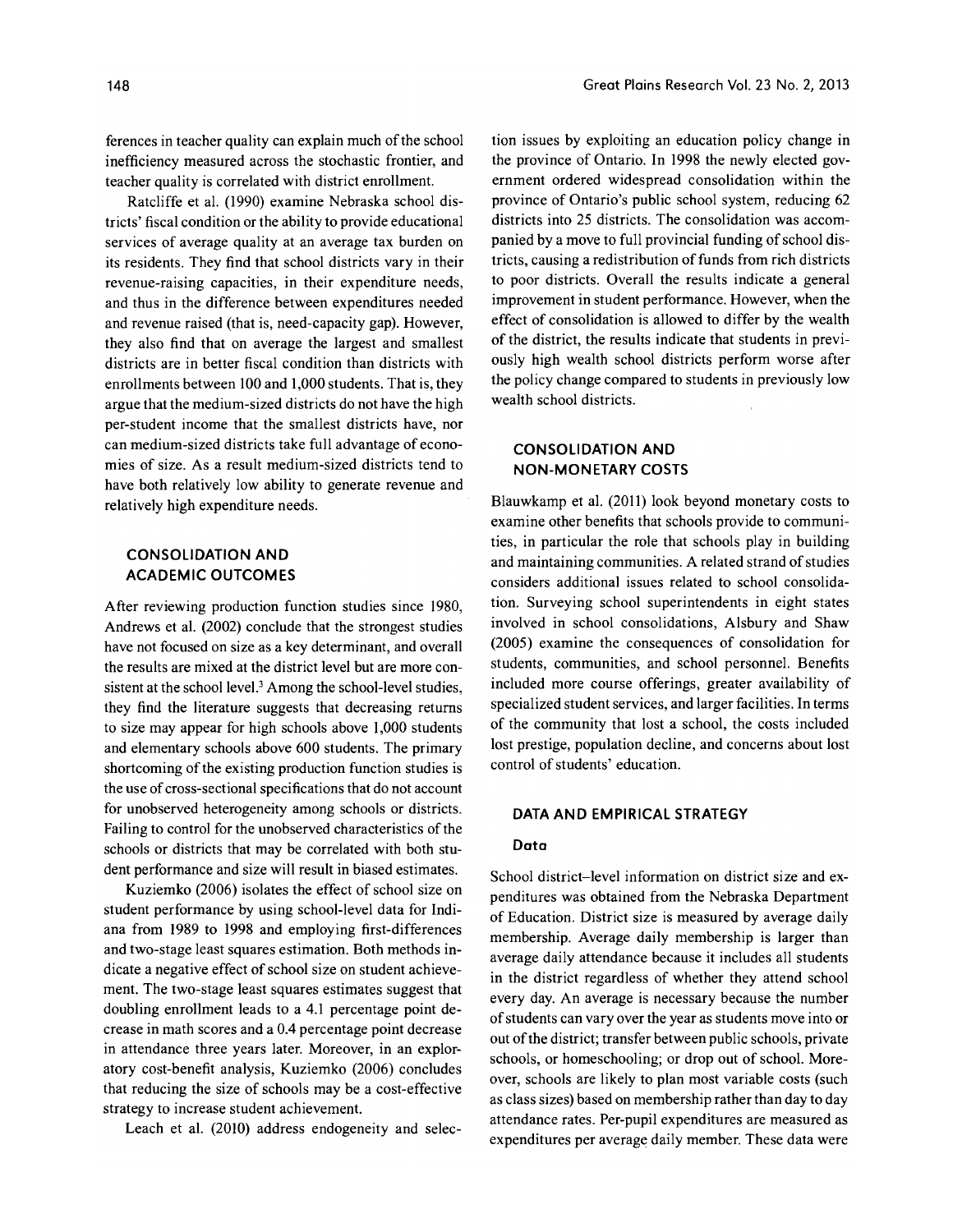ferences in teacher quality can explain much of the school inefficiency measured across the stochastic frontier, and teacher quality is correlated with district enrollment.

Ratcliffe et al. (1990) examine Nebraska school districts' fiscal condition or the ability to provide educational services of average quality at an average tax burden on its residents. They find that school districts vary in their revenue-raising capacities, in their expenditure needs, and thus in the difference between expenditures needed and revenue raised (that is, need-capacity gap). However, they also find that on average the largest and smallest districts are in better fiscal condition than districts with enrollments between 100 and 1,000 students. That is, they argue that the medium-sized districts do not have the high per-student income that the smallest districts have, nor can medium-sized districts take full advantage of economies of size. As a result medium-sized districts tend to have both relatively low ability to generate revenue and relatively high expenditure needs.

## CONSOLIDATION AND ACADEMIC OUTCOMES

After reviewing production function studies since 1980, Andrews et al. (2002) conclude that the strongest studies have not focused on size as a key determinant, and overall the results are mixed at the district level but are more consistent at the school level.[3] Among the school-level studies, they find the literature suggests that decreasing returns to size may appear for high schools above 1,000 students and elementary schools above 600 students. The primary shortcoming of the existing production function studies is the use of cross-sectional specifications that do not account for unobserved heterogeneity among schools or districts. Failing to control for the unobserved characteristics of the schools or districts that may be correlated with both student performance and size will result in biased estimates.

Kuziemko (2006) isolates the effect of school size on student performance by using school-level data for Indiana from 1989 to 1998 and employing first-differences and two-stage least squares estimation. Both methods indicate a negative effect of school size on student achievement. The two-stage least squares estimates suggest that doubling enrollment leads to a 4.1 percentage point decrease in math scores and a 0.4 percentage point decrease in attendance three years later. Moreover, in an exploratory cost-benefit analysis, Kuziemko (2006) concludes that reducing the size of schools may be a cost-effective strategy to increase student achievement.

Leach et al. (2010) address endogeneity and selection issues by exploiting an education policy change in the province of Ontario. In 1998 the newly elected government ordered widespread consolidation within the province of Ontario's public school system, reducing 62 districts into 25 districts. The consolidation was accompanied by a move to full provincial funding of school districts, causing a redistribution of funds from rich districts to poor districts. Overall the results indicate a general improvement in student performance. However, when the effect of consolidation is allowed to differ by the wealth of the district, the results indicate that students in previously high wealth school districts perform worse after the policy change compared to students in previously low wealth school districts.

## CONSOLIDATION AND NON-MONETARY COSTS

Blauwkamp et al. (2011) look beyond monetary costs to examine other benefits that schools provide to communities, in particular the role that schools play in building and maintaining communities. A related strand of studies considers additional issues related to school consolidation. Surveying school superintendents in eight states involved in school consolidations, Alsbury and Shaw (2005) examine the consequences of consolidation for students, communities, and school personnel. Benefits included more course offerings, greater availability of specialized student services, and larger facilities. In terms of the community that lost a school, the costs included lost prestige, population decline, and concerns about lost control of students' education.

## DATA AND EMPIRICAL STRATEGY

### Data

School district–level information on district size and expenditures was obtained from the Nebraska Department of Education. District size is measured by average daily membership. Average daily membership is larger than average daily attendance because it includes all students in the district regardless of whether they attend school every day. An average is necessary because the number of students can vary over the year as students move into or out of the district; transfer between public schools, private schools, or homeschooling; or drop out of school. Moreover, schools are likely to plan most variable costs (such as class sizes) based on membership rather than day to day attendance rates. Per-pupil expenditures are measured as expenditures per average daily member. These data were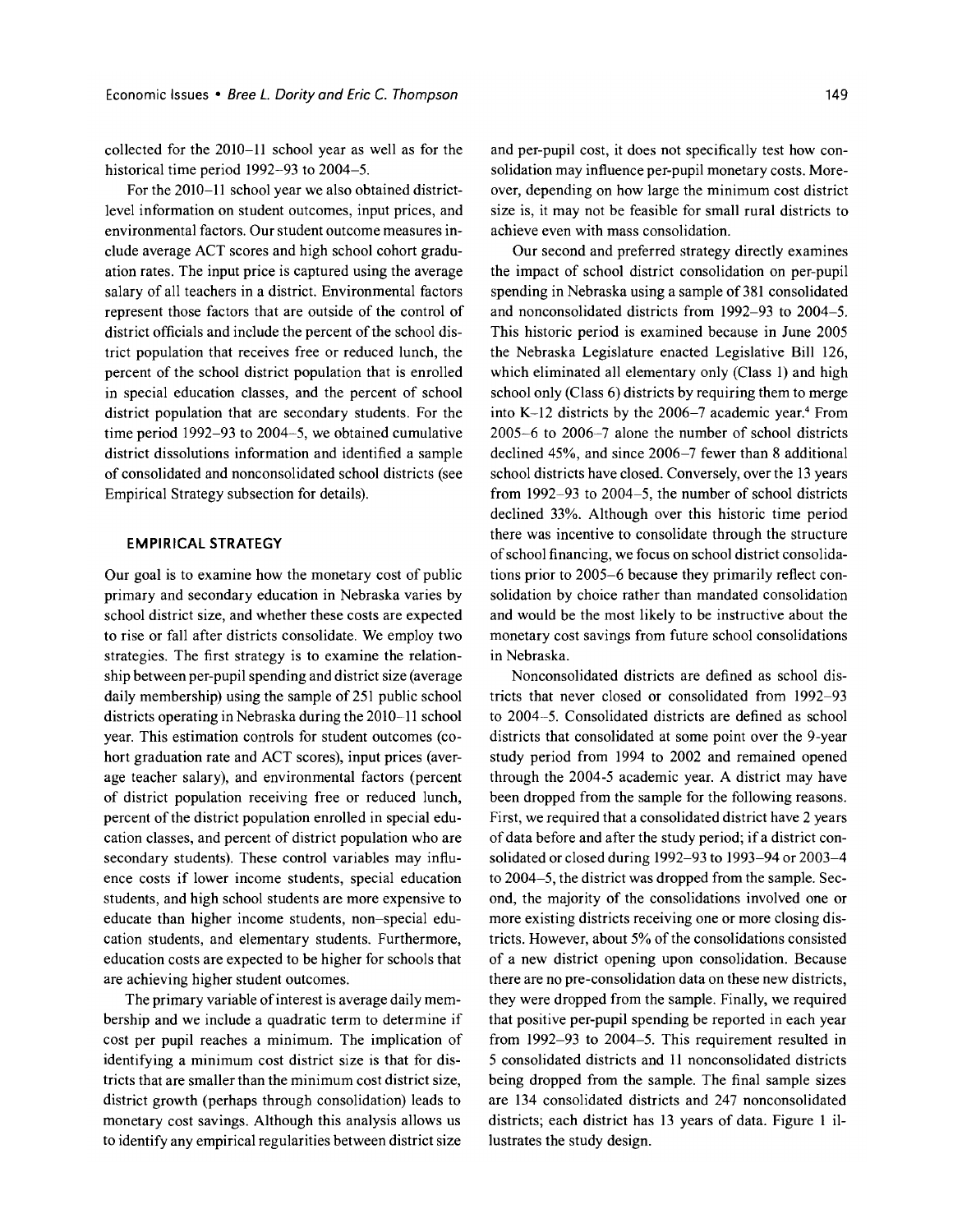collected for the 2010–11 school year as well as for the historical time period 1992–93 to 2004–5.

For the 2010–11 school year we also obtained district-level information on student outcomes, input prices, and environmental factors. Our student outcome measures include average ACT scores and high school cohort graduation rates. The input price is captured using the average salary of all teachers in a district. Environmental factors represent those factors that are outside of the control of district officials and include the percent of the school district population that receives free or reduced lunch, the percent of the school district population that is enrolled in special education classes, and the percent of school district population that are secondary students. For the time period 1992–93 to 2004–5, we obtained cumulative district dissolutions information and identified a sample of consolidated and nonconsolidated school districts (see Empirical Strategy subsection for details).

### EMPIRICAL STRATEGY

Our goal is to examine how the monetary cost of public primary and secondary education in Nebraska varies by school district size, and whether these costs are expected to rise or fall after districts consolidate. We employ two strategies. The first strategy is to examine the relationship between per-pupil spending and district size (average daily membership) using the sample of 251 public school districts operating in Nebraska during the 2010–11 school year. This estimation controls for student outcomes (cohort graduation rate and ACT scores), input prices (average teacher salary), and environmental factors (percent of district population receiving free or reduced lunch, percent of the district population enrolled in special education classes, and percent of district population who are secondary students). These control variables may influence costs if lower income students, special education students, and high school students are more expensive to educate than higher income students, non–special education students, and elementary students. Furthermore, education costs are expected to be higher for schools that are achieving higher student outcomes.

The primary variable of interest is average daily membership and we include a quadratic term to determine if cost per pupil reaches a minimum. The implication of identifying a minimum cost district size is that for districts that are smaller than the minimum cost district size, district growth (perhaps through consolidation) leads to monetary cost savings. Although this analysis allows us to identify any empirical regularities between district size and per-pupil cost, it does not specifically test how consolidation may influence per-pupil monetary costs. Moreover, depending on how large the minimum cost district size is, it may not be feasible for small rural districts to achieve even with mass consolidation.

Our second and preferred strategy directly examines the impact of school district consolidation on per-pupil spending in Nebraska using a sample of 381 consolidated and nonconsolidated districts from 1992–93 to 2004–5. This historic period is examined because in June 2005 the Nebraska Legislature enacted Legislative Bill 126, which eliminated all elementary only (Class 1) and high school only (Class 6) districts by requiring them to merge into K–12 districts by the 2006–7 academic year.[4] From 2005–6 to 2006–7 alone the number of school districts declined 45%, and since 2006–7 fewer than 8 additional school districts have closed. Conversely, over the 13 years from 1992–93 to 2004–5, the number of school districts declined 33%. Although over this historic time period there was incentive to consolidate through the structure of school financing, we focus on school district consolidations prior to 2005–6 because they primarily reflect consolidation by choice rather than mandated consolidation and would be the most likely to be instructive about the monetary cost savings from future school consolidations in Nebraska.

Nonconsolidated districts are defined as school districts that never closed or consolidated from 1992–93 to 2004–5. Consolidated districts are defined as school districts that consolidated at some point over the 9-year study period from 1994 to 2002 and remained opened through the 2004-5 academic year. A district may have been dropped from the sample for the following reasons. First, we required that a consolidated district have 2 years of data before and after the study period; if a district consolidated or closed during 1992–93 to 1993–94 or 2003–4 to 2004–5, the district was dropped from the sample. Second, the majority of the consolidations involved one or more existing districts receiving one or more closing districts. However, about 5% of the consolidations consisted of a new district opening upon consolidation. Because there are no pre-consolidation data on these new districts, they were dropped from the sample. Finally, we required that positive per-pupil spending be reported in each year from 1992–93 to 2004–5. This requirement resulted in 5 consolidated districts and 11 nonconsolidated districts being dropped from the sample. The final sample sizes are 134 consolidated districts and 247 nonconsolidated districts; each district has 13 years of data. Figure 1 illustrates the study design.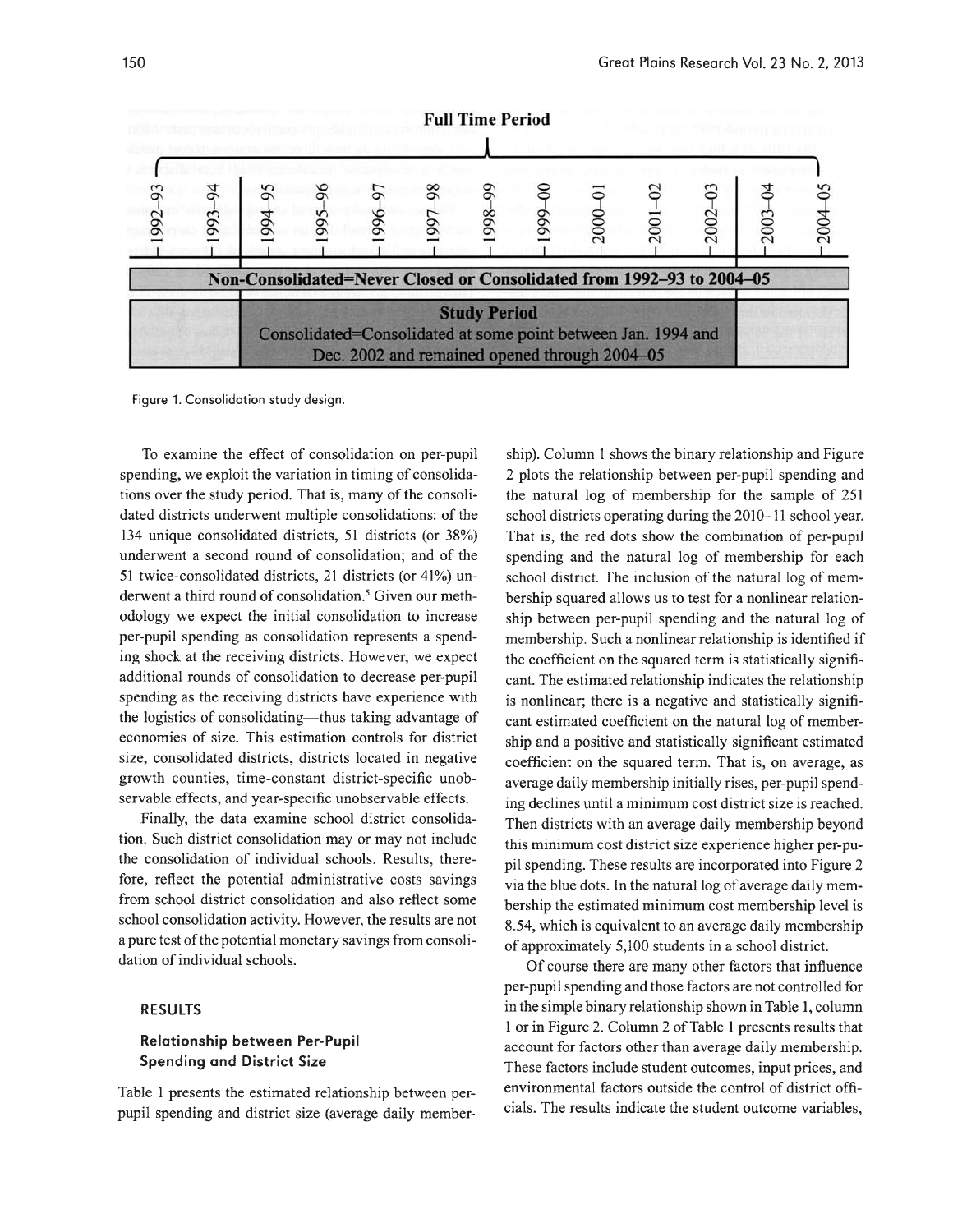**Full Time Period**

| 1992–93 | 1993–94 | 1994–95 | 1995–96 | 1996–97 | 1997–98 | 1998–99 | 1999–00 | 2000–01 | 2001–02 | 2002–03 | 2003–04 | 2004–05 |
|---|---|---|---|---|---|---|---|---|---|---|---|---|

**Non-Consolidated=Never Closed or Consolidated from 1992–93 to 2004–05**

**Study Period**
Consolidated=Consolidated at some point between Jan. 1994 and Dec. 2002 and remained opened through 2004–05

Figure 1. Consolidation study design.

To examine the effect of consolidation on per-pupil spending, we exploit the variation in timing of consolidations over the study period. That is, many of the consolidated districts underwent multiple consolidations: of the 134 unique consolidated districts, 51 districts (or 38%) underwent a second round of consolidation; and of the 51 twice-consolidated districts, 21 districts (or 41%) underwent a third round of consolidation.[5] Given our methodology we expect the initial consolidation to increase per-pupil spending as consolidation represents a spending shock at the receiving districts. However, we expect additional rounds of consolidation to decrease per-pupil spending as the receiving districts have experience with the logistics of consolidating—thus taking advantage of economies of size. This estimation controls for district size, consolidated districts, districts located in negative growth counties, time-constant district-specific unobservable effects, and year-specific unobservable effects.

Finally, the data examine school district consolidation. Such district consolidation may or may not include the consolidation of individual schools. Results, therefore, reflect the potential administrative costs savings from school district consolidation and also reflect some school consolidation activity. However, the results are not a pure test of the potential monetary savings from consolidation of individual schools.

## RESULTS

### Relationship between Per-Pupil Spending and District Size

Table 1 presents the estimated relationship between per-pupil spending and district size (average daily membership). Column 1 shows the binary relationship and Figure 2 plots the relationship between per-pupil spending and the natural log of membership for the sample of 251 school districts operating during the 2010–11 school year. That is, the red dots show the combination of per-pupil spending and the natural log of membership for each school district. The inclusion of the natural log of membership squared allows us to test for a nonlinear relationship between per-pupil spending and the natural log of membership. Such a nonlinear relationship is identified if the coefficient on the squared term is statistically significant. The estimated relationship indicates the relationship is nonlinear; there is a negative and statistically significant estimated coefficient on the natural log of membership and a positive and statistically significant estimated coefficient on the squared term. That is, on average, as average daily membership initially rises, per-pupil spending declines until a minimum cost district size is reached. Then districts with an average daily membership beyond this minimum cost district size experience higher per-pupil spending. These results are incorporated into Figure 2 via the blue dots. In the natural log of average daily membership the estimated minimum cost membership level is 8.54, which is equivalent to an average daily membership of approximately 5,100 students in a school district.

Of course there are many other factors that influence per-pupil spending and those factors are not controlled for in the simple binary relationship shown in Table 1, column 1 or in Figure 2. Column 2 of Table 1 presents results that account for factors other than average daily membership. These factors include student outcomes, input prices, and environmental factors outside the control of district officials. The results indicate the student outcome variables,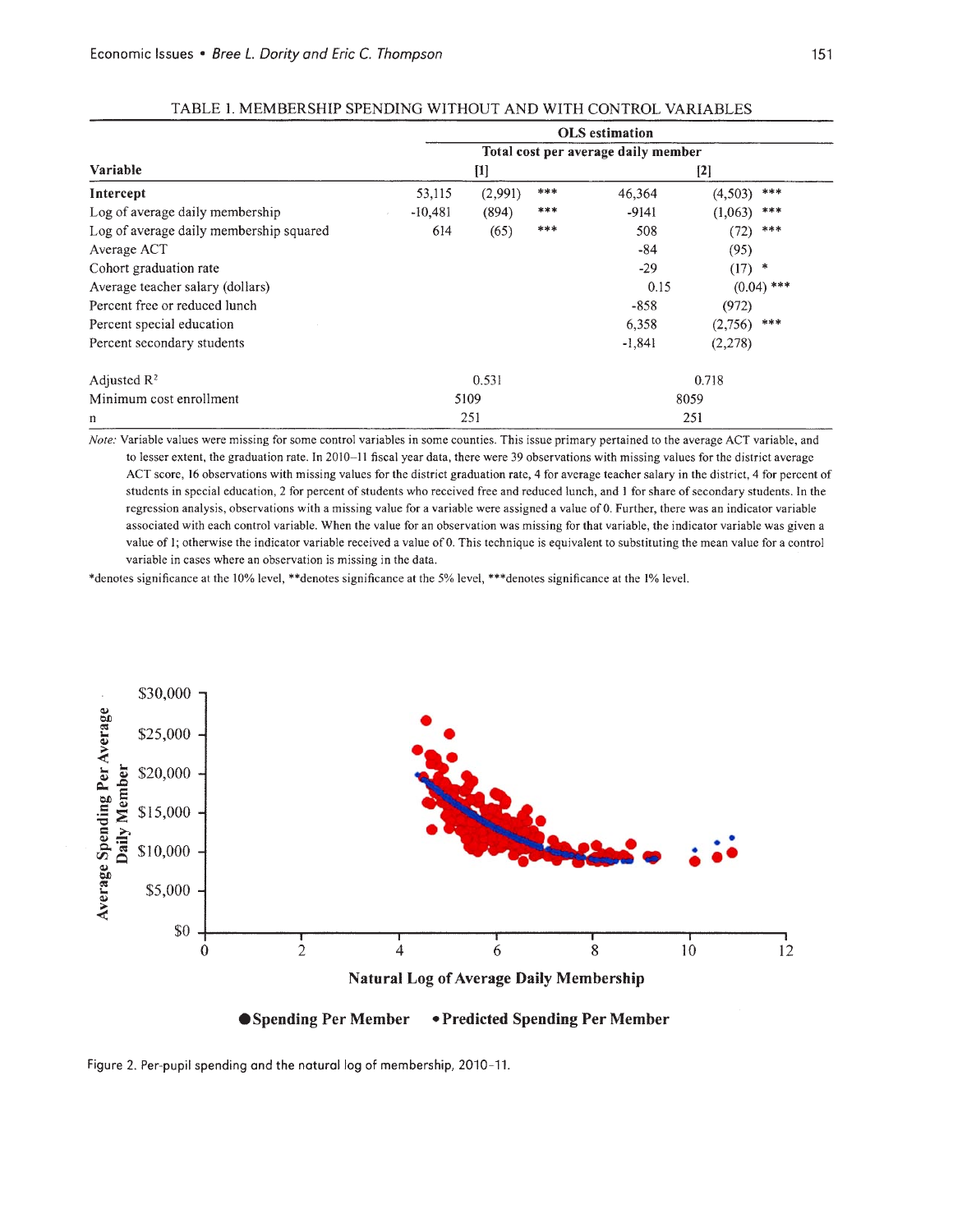TABLE 1. MEMBERSHIP SPENDING WITHOUT AND WITH CONTROL VARIABLES

| Variable | OLS estimation | | | | | |
|---|---|---|---|---|---|---|
| | Total cost per average daily member | | | | | |
| | [1] | | | [2] | | |
| **Intercept** | 53,115 | (2,991) | *** | 46,364 | (4,503) | *** |
| Log of average daily membership | -10,481 | (894) | *** | -9141 | (1,063) | *** |
| Log of average daily membership squared | 614 | (65) | *** | 508 | (72) | *** |
| Average ACT | | | | -84 | (95) | |
| Cohort graduation rate | | | | -29 | (17) | * |
| Average teacher salary (dollars) | | | | 0.15 | (0.04) | *** |
| Percent free or reduced lunch | | | | -858 | (972) | |
| Percent special education | | | | 6,358 | (2,756) | *** |
| Percent secondary students | | | | -1,841 | (2,278) | |
| Adjusted $R^2$ | 0.531 | | | 0.718 | | |
| Minimum cost enrollment | 5109 | | | 8059 | | |
| n | 251 | | | 251 | | |

*Note:* Variable values were missing for some control variables in some counties. This issue primary pertained to the average ACT variable, and to lesser extent, the graduation rate. In 2010–11 fiscal year data, there were 39 observations with missing values for the district average ACT score, 16 observations with missing values for the district graduation rate, 4 for average teacher salary in the district, 4 for percent of students in special education, 2 for percent of students who received free and reduced lunch, and 1 for share of secondary students. In the regression analysis, observations with a missing value for a variable were assigned a value of 0. Further, there was an indicator variable associated with each control variable. When the value for an observation was missing for that variable, the indicator variable was given a value of 1; otherwise the indicator variable received a value of 0. This technique is equivalent to substituting the mean value for a control variable in cases where an observation is missing in the data.

*denotes significance at the 10% level, **denotes significance at the 5% level, ***denotes significance at the 1% level.

Figure 2. Per-pupil spending and the natural log of membership, 2010–11.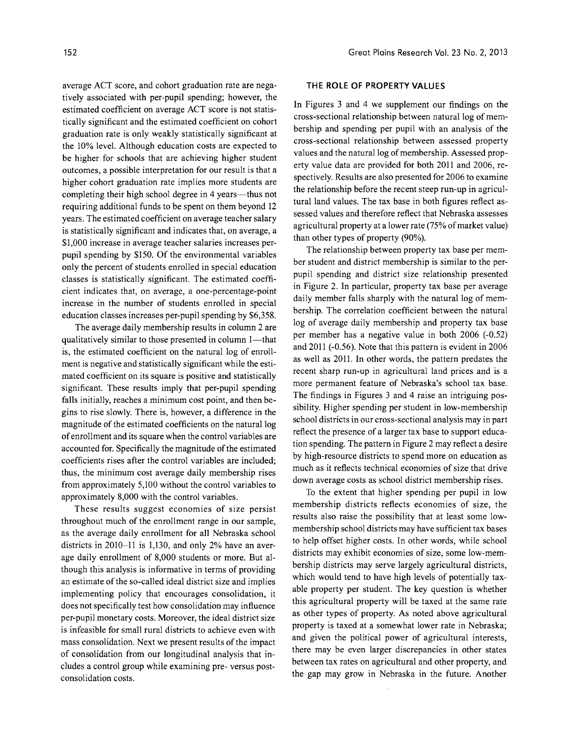average ACT score, and cohort graduation rate are negatively associated with per-pupil spending; however, the estimated coefficient on average ACT score is not statistically significant and the estimated coefficient on cohort graduation rate is only weakly statistically significant at the 10% level. Although education costs are expected to be higher for schools that are achieving higher student outcomes, a possible interpretation for our result is that a higher cohort graduation rate implies more students are completing their high school degree in 4 years—thus not requiring additional funds to be spent on them beyond 12 years. The estimated coefficient on average teacher salary is statistically significant and indicates that, on average, a $1,000 increase in average teacher salaries increases per-pupil spending by $150. Of the environmental variables only the percent of students enrolled in special education classes is statistically significant. The estimated coefficient indicates that, on average, a one-percentage-point increase in the number of students enrolled in special education classes increases per-pupil spending by $6,358.

The average daily membership results in column 2 are qualitatively similar to those presented in column 1—that is, the estimated coefficient on the natural log of enrollment is negative and statistically significant while the estimated coefficient on its square is positive and statistically significant. These results imply that per-pupil spending falls initially, reaches a minimum cost point, and then begins to rise slowly. There is, however, a difference in the magnitude of the estimated coefficients on the natural log of enrollment and its square when the control variables are accounted for. Specifically the magnitude of the estimated coefficients rises after the control variables are included; thus, the minimum cost average daily membership rises from approximately 5,100 without the control variables to approximately 8,000 with the control variables.

These results suggest economies of size persist throughout much of the enrollment range in our sample, as the average daily enrollment for all Nebraska school districts in 2010–11 is 1,130, and only 2% have an average daily enrollment of 8,000 students or more. But although this analysis is informative in terms of providing an estimate of the so-called ideal district size and implies implementing policy that encourages consolidation, it does not specifically test how consolidation may influence per-pupil monetary costs. Moreover, the ideal district size is infeasible for small rural districts to achieve even with mass consolidation. Next we present results of the impact of consolidation from our longitudinal analysis that includes a control group while examining pre- versus post-consolidation costs.

## THE ROLE OF PROPERTY VALUES

In Figures 3 and 4 we supplement our findings on the cross-sectional relationship between natural log of membership and spending per pupil with an analysis of the cross-sectional relationship between assessed property values and the natural log of membership. Assessed property value data are provided for both 2011 and 2006, respectively. Results are also presented for 2006 to examine the relationship before the recent steep run-up in agricultural land values. The tax base in both figures reflect assessed values and therefore reflect that Nebraska assesses agricultural property at a lower rate (75% of market value) than other types of property (90%).

The relationship between property tax base per member student and district membership is similar to the per-pupil spending and district size relationship presented in Figure 2. In particular, property tax base per average daily member falls sharply with the natural log of membership. The correlation coefficient between the natural log of average daily membership and property tax base per member has a negative value in both 2006 (-0.52) and 2011 (-0.56). Note that this pattern is evident in 2006 as well as 2011. In other words, the pattern predates the recent sharp run-up in agricultural land prices and is a more permanent feature of Nebraska's school tax base. The findings in Figures 3 and 4 raise an intriguing possibility. Higher spending per student in low-membership school districts in our cross-sectional analysis may in part reflect the presence of a larger tax base to support education spending. The pattern in Figure 2 may reflect a desire by high-resource districts to spend more on education as much as it reflects technical economies of size that drive down average costs as school district membership rises.

To the extent that higher spending per pupil in low membership districts reflects economies of size, the results also raise the possibility that at least some low-membership school districts may have sufficient tax bases to help offset higher costs. In other words, while school districts may exhibit economies of size, some low-membership districts may serve largely agricultural districts, which would tend to have high levels of potentially taxable property per student. The key question is whether this agricultural property will be taxed at the same rate as other types of property. As noted above agricultural property is taxed at a somewhat lower rate in Nebraska; and given the political power of agricultural interests, there may be even larger discrepancies in other states between tax rates on agricultural and other property, and the gap may grow in Nebraska in the future. Another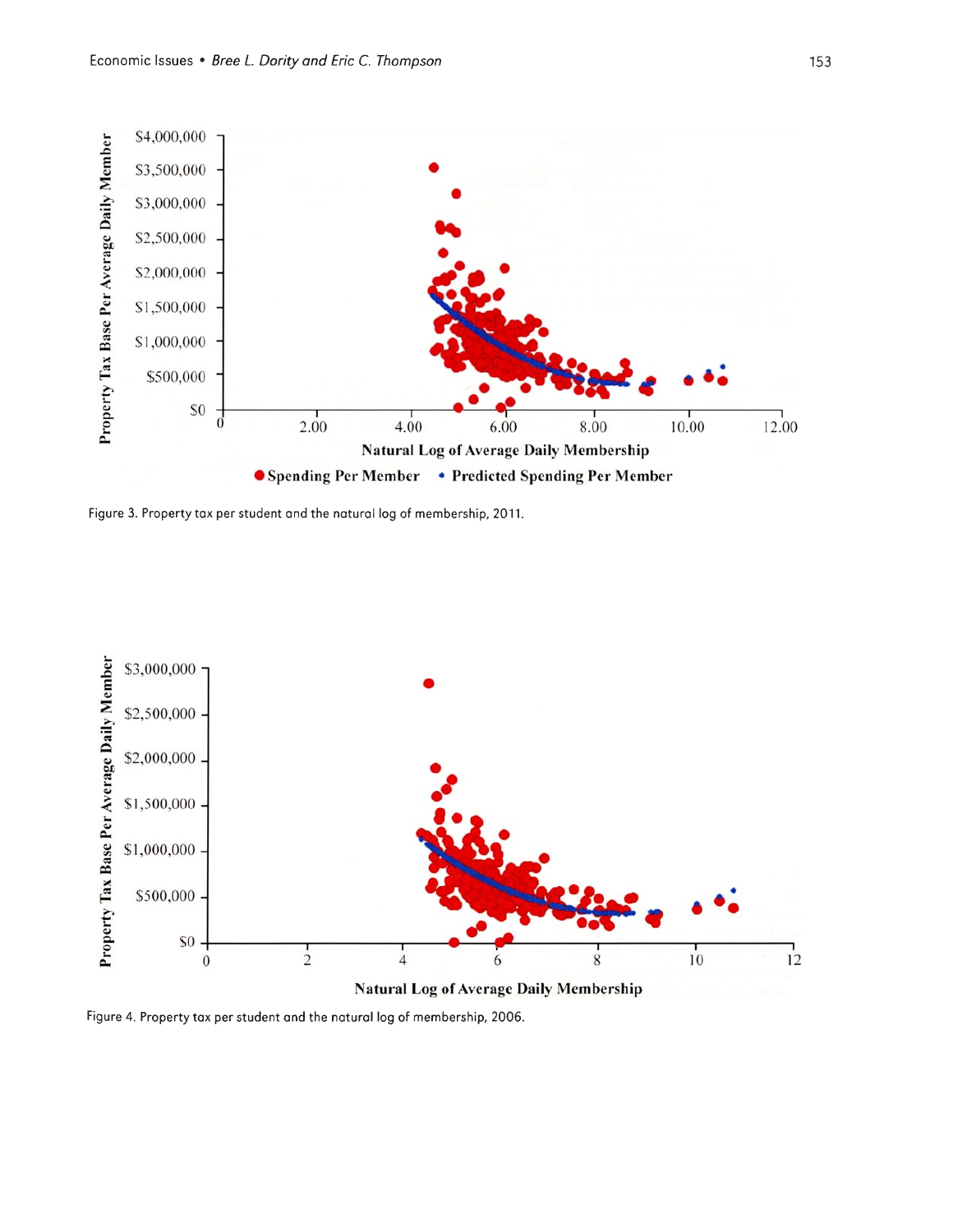Figure 3. Property tax per student and the natural log of membership, 2011.

Figure 4. Property tax per student and the natural log of membership, 2006.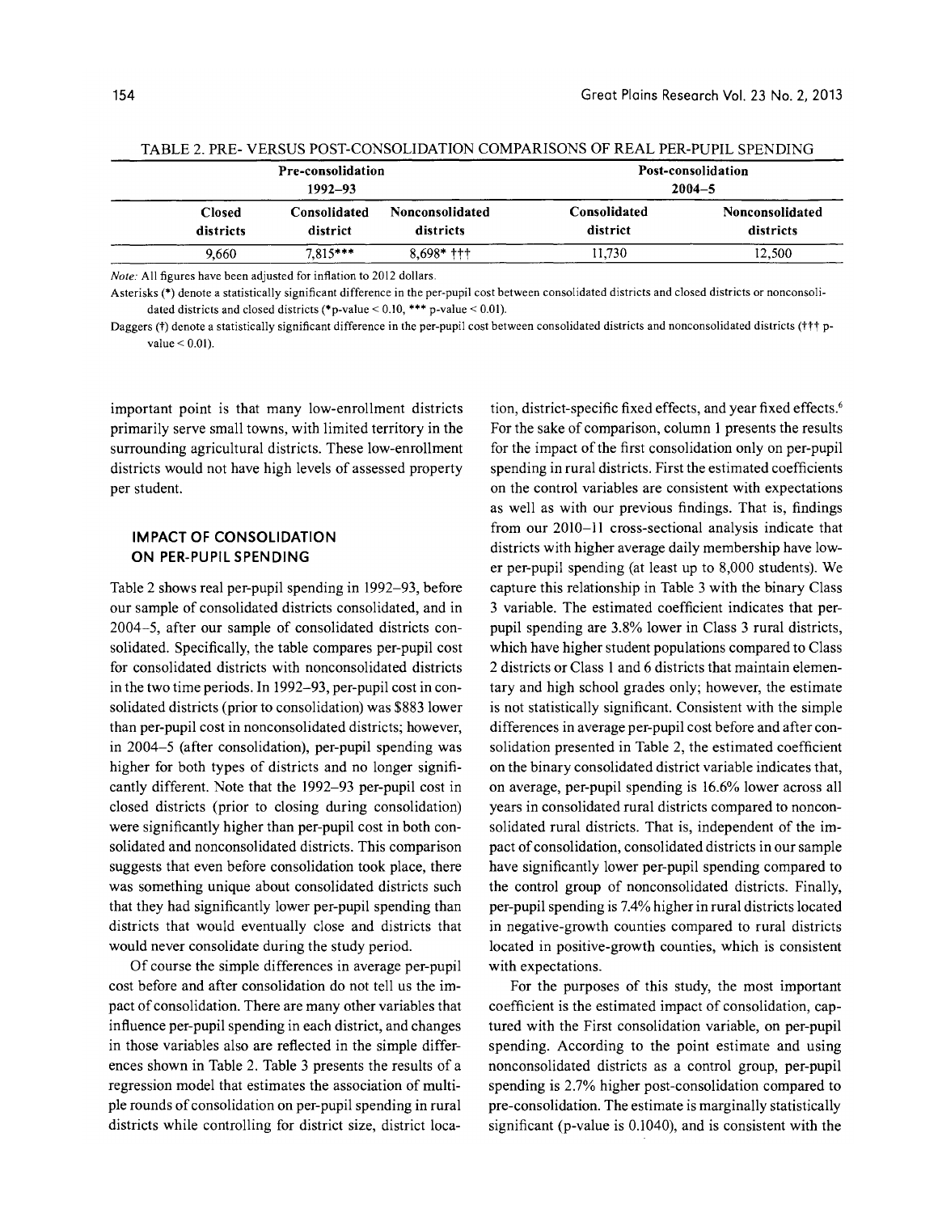TABLE 2. PRE- VERSUS POST-CONSOLIDATION COMPARISONS OF REAL PER-PUPIL SPENDING

| Pre-consolidation 1992–93 | | | Post-consolidation 2004–5 | |
|---|---|---|---|---|
| Closed districts | Consolidated district | Nonconsolidated districts | Consolidated district | Nonconsolidated districts |
| 9,660 | 7,815*** | 8,698* ††† | 11,730 | 12,500 |

*Note:* All figures have been adjusted for inflation to 2012 dollars.

Asterisks (*) denote a statistically significant difference in the per-pupil cost between consolidated districts and closed districts or nonconsolidated districts and closed districts (*p-value < 0.10, *** p-value < 0.01).

Daggers (†) denote a statistically significant difference in the per-pupil cost between consolidated districts and nonconsolidated districts (††† p-value < 0.01).

important point is that many low-enrollment districts primarily serve small towns, with limited territory in the surrounding agricultural districts. These low-enrollment districts would not have high levels of assessed property per student.

## IMPACT OF CONSOLIDATION ON PER-PUPIL SPENDING

Table 2 shows real per-pupil spending in 1992–93, before our sample of consolidated districts consolidated, and in 2004–5, after our sample of consolidated districts consolidated. Specifically, the table compares per-pupil cost for consolidated districts with nonconsolidated districts in the two time periods. In 1992–93, per-pupil cost in consolidated districts (prior to consolidation) was $883 lower than per-pupil cost in nonconsolidated districts; however, in 2004–5 (after consolidation), per-pupil spending was higher for both types of districts and no longer significantly different. Note that the 1992–93 per-pupil cost in closed districts (prior to closing during consolidation) were significantly higher than per-pupil cost in both consolidated and nonconsolidated districts. This comparison suggests that even before consolidation took place, there was something unique about consolidated districts such that they had significantly lower per-pupil spending than districts that would eventually close and districts that would never consolidate during the study period.

Of course the simple differences in average per-pupil cost before and after consolidation do not tell us the impact of consolidation. There are many other variables that influence per-pupil spending in each district, and changes in those variables also are reflected in the simple differences shown in Table 2. Table 3 presents the results of a regression model that estimates the association of multiple rounds of consolidation on per-pupil spending in rural districts while controlling for district size, district location, district-specific fixed effects, and year fixed effects.[6] For the sake of comparison, column 1 presents the results for the impact of the first consolidation only on per-pupil spending in rural districts. First the estimated coefficients on the control variables are consistent with expectations as well as with our previous findings. That is, findings from our 2010–11 cross-sectional analysis indicate that districts with higher average daily membership have lower per-pupil spending (at least up to 8,000 students). We capture this relationship in Table 3 with the binary Class 3 variable. The estimated coefficient indicates that per-pupil spending are 3.8% lower in Class 3 rural districts, which have higher student populations compared to Class 2 districts or Class 1 and 6 districts that maintain elementary and high school grades only; however, the estimate is not statistically significant. Consistent with the simple differences in average per-pupil cost before and after consolidation presented in Table 2, the estimated coefficient on the binary consolidated district variable indicates that, on average, per-pupil spending is 16.6% lower across all years in consolidated rural districts compared to nonconsolidated rural districts. That is, independent of the impact of consolidation, consolidated districts in our sample have significantly lower per-pupil spending compared to the control group of nonconsolidated districts. Finally, per-pupil spending is 7.4% higher in rural districts located in negative-growth counties compared to rural districts located in positive-growth counties, which is consistent with expectations.

For the purposes of this study, the most important coefficient is the estimated impact of consolidation, captured with the First consolidation variable, on per-pupil spending. According to the point estimate and using nonconsolidated districts as a control group, per-pupil spending is 2.7% higher post-consolidation compared to pre-consolidation. The estimate is marginally statistically significant (p-value is 0.1040), and is consistent with the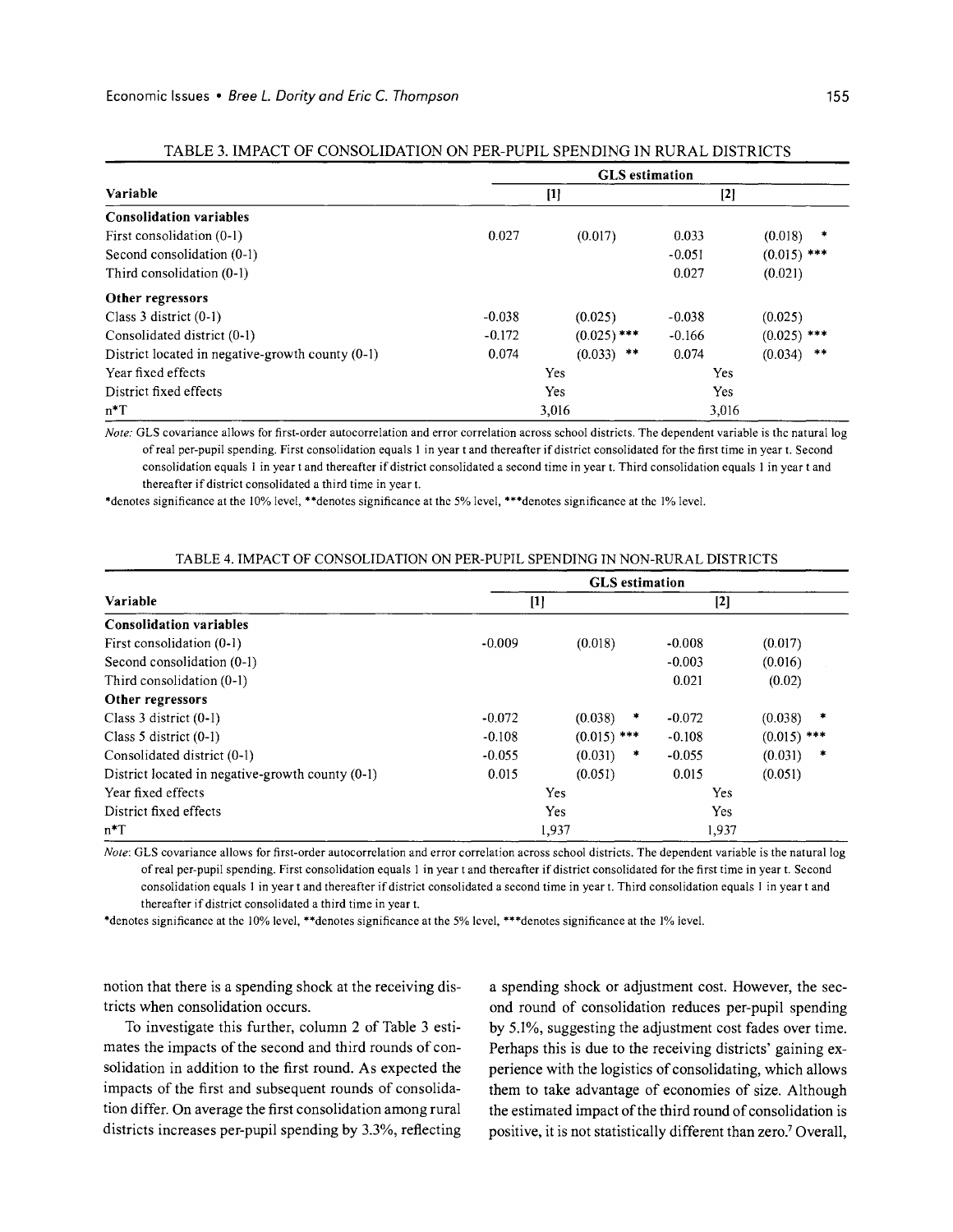TABLE 3. IMPACT OF CONSOLIDATION ON PER-PUPIL SPENDING IN RURAL DISTRICTS

| Variable | GLS estimation | | | |
|---|---|---|---|---|
| | [1] | | [2] | |
| **Consolidation variables** | | | | |
| First consolidation (0-1) | 0.027 | (0.017) | 0.033 | (0.018) * |
| Second consolidation (0-1) | | | -0.051 | (0.015) *** |
| Third consolidation (0-1) | | | 0.027 | (0.021) |
| **Other regressors** | | | | |
| Class 3 district (0-1) | -0.038 | (0.025) | -0.038 | (0.025) |
| Consolidated district (0-1) | -0.172 | (0.025) *** | -0.166 | (0.025) *** |
| District located in negative-growth county (0-1) | 0.074 | (0.033) ** | 0.074 | (0.034) ** |
| Year fixed effects | Yes | | Yes | |
| District fixed effects | Yes | | Yes | |
| n*T | 3,016 | | 3,016 | |

*Note:* GLS covariance allows for first-order autocorrelation and error correlation across school districts. The dependent variable is the natural log of real per-pupil spending. First consolidation equals 1 in year t and thereafter if district consolidated for the first time in year t. Second consolidation equals 1 in year t and thereafter if district consolidated a second time in year t. Third consolidation equals 1 in year t and thereafter if district consolidated a third time in year t.

*denotes significance at the 10% level, **denotes significance at the 5% level, ***denotes significance at the 1% level.

TABLE 4. IMPACT OF CONSOLIDATION ON PER-PUPIL SPENDING IN NON-RURAL DISTRICTS

| Variable | GLS estimation | | | |
|---|---|---|---|---|
| | [1] | | [2] | |
| **Consolidation variables** | | | | |
| First consolidation (0-1) | -0.009 | (0.018) | -0.008 | (0.017) |
| Second consolidation (0-1) | | | -0.003 | (0.016) |
| Third consolidation (0-1) | | | 0.021 | (0.02) |
| **Other regressors** | | | | |
| Class 3 district (0-1) | -0.072 | (0.038) * | -0.072 | (0.038) * |
| Class 5 district (0-1) | -0.108 | (0.015) *** | -0.108 | (0.015) *** |
| Consolidated district (0-1) | -0.055 | (0.031) * | -0.055 | (0.031) * |
| District located in negative-growth county (0-1) | 0.015 | (0.051) | 0.015 | (0.051) |
| Year fixed effects | Yes | | Yes | |
| District fixed effects | Yes | | Yes | |
| n*T | 1,937 | | 1,937 | |

*Note:* GLS covariance allows for first-order autocorrelation and error correlation across school districts. The dependent variable is the natural log of real per-pupil spending. First consolidation equals 1 in year t and thereafter if district consolidated for the first time in year t. Second consolidation equals 1 in year t and thereafter if district consolidated a second time in year t. Third consolidation equals 1 in year t and thereafter if district consolidated a third time in year t.

*denotes significance at the 10% level, **denotes significance at the 5% level, ***denotes significance at the 1% level.

notion that there is a spending shock at the receiving districts when consolidation occurs.

To investigate this further, column 2 of Table 3 estimates the impacts of the second and third rounds of consolidation in addition to the first round. As expected the impacts of the first and subsequent rounds of consolidation differ. On average the first consolidation among rural districts increases per-pupil spending by 3.3%, reflecting a spending shock or adjustment cost. However, the second round of consolidation reduces per-pupil spending by 5.1%, suggesting the adjustment cost fades over time. Perhaps this is due to the receiving districts' gaining experience with the logistics of consolidating, which allows them to take advantage of economies of size. Although the estimated impact of the third round of consolidation is positive, it is not statistically different than zero.[7] Overall,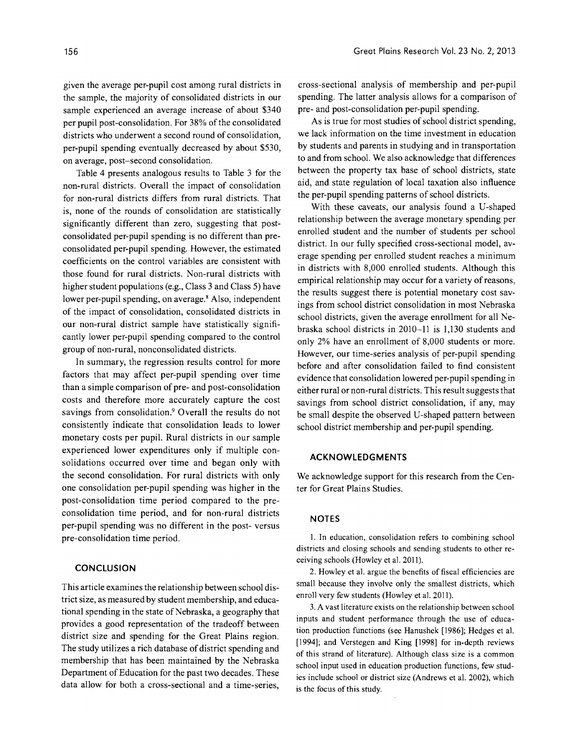given the average per-pupil cost among rural districts in the sample, the majority of consolidated districts in our sample experienced an average increase of about $340 per pupil post-consolidation. For 38% of the consolidated districts who underwent a second round of consolidation, per-pupil spending eventually decreased by about $530, on average, post–second consolidation.

Table 4 presents analogous results to Table 3 for the non-rural districts. Overall the impact of consolidation for non-rural districts differs from rural districts. That is, none of the rounds of consolidation are statistically significantly different than zero, suggesting that post-consolidated per-pupil spending is no different than pre-consolidated per-pupil spending. However, the estimated coefficients on the control variables are consistent with those found for rural districts. Non-rural districts with higher student populations (e.g., Class 3 and Class 5) have lower per-pupil spending, on average.[8] Also, independent of the impact of consolidation, consolidated districts in our non-rural district sample have statistically significantly lower per-pupil spending compared to the control group of non-rural, nonconsolidated districts.

In summary, the regression results control for more factors that may affect per-pupil spending over time than a simple comparison of pre- and post-consolidation costs and therefore more accurately capture the cost savings from consolidation.[9] Overall the results do not consistently indicate that consolidation leads to lower monetary costs per pupil. Rural districts in our sample experienced lower expenditures only if multiple consolidations occurred over time and began only with the second consolidation. For rural districts with only one consolidation per-pupil spending was higher in the post-consolidation time period compared to the pre-consolidation time period, and for non-rural districts per-pupil spending was no different in the post- versus pre-consolidation time period.

## CONCLUSION

This article examines the relationship between school district size, as measured by student membership, and educational spending in the state of Nebraska, a geography that provides a good representation of the tradeoff between district size and spending for the Great Plains region. The study utilizes a rich database of district spending and membership that has been maintained by the Nebraska Department of Education for the past two decades. These data allow for both a cross-sectional and a time-series, cross-sectional analysis of membership and per-pupil spending. The latter analysis allows for a comparison of pre- and post-consolidation per-pupil spending.

As is true for most studies of school district spending, we lack information on the time investment in education by students and parents in studying and in transportation to and from school. We also acknowledge that differences between the property tax base of school districts, state aid, and state regulation of local taxation also influence the per-pupil spending patterns of school districts.

With these caveats, our analysis found a U-shaped relationship between the average monetary spending per enrolled student and the number of students per school district. In our fully specified cross-sectional model, average spending per enrolled student reaches a minimum in districts with 8,000 enrolled students. Although this empirical relationship may occur for a variety of reasons, the results suggest there is potential monetary cost savings from school district consolidation in most Nebraska school districts, given the average enrollment for all Nebraska school districts in 2010–11 is 1,130 students and only 2% have an enrollment of 8,000 students or more. However, our time-series analysis of per-pupil spending before and after consolidation failed to find consistent evidence that consolidation lowered per-pupil spending in either rural or non-rural districts. This result suggests that savings from school district consolidation, if any, may be small despite the observed U-shaped pattern between school district membership and per-pupil spending.

## ACKNOWLEDGMENTS

We acknowledge support for this research from the Center for Great Plains Studies.

## NOTES

1. In education, consolidation refers to combining school districts and closing schools and sending students to other receiving schools (Howley et al. 2011).

2. Howley et al. argue the benefits of fiscal efficiencies are small because they involve only the smallest districts, which enroll very few students (Howley et al. 2011).

3. A vast literature exists on the relationship between school inputs and student performance through the use of education production functions (see Hanushek [1986]; Hedges et al. [1994]; and Verstegen and King [1998] for in-depth reviews of this strand of literature). Although class size is a common school input used in education production functions, few studies include school or district size (Andrews et al. 2002), which is the focus of this study.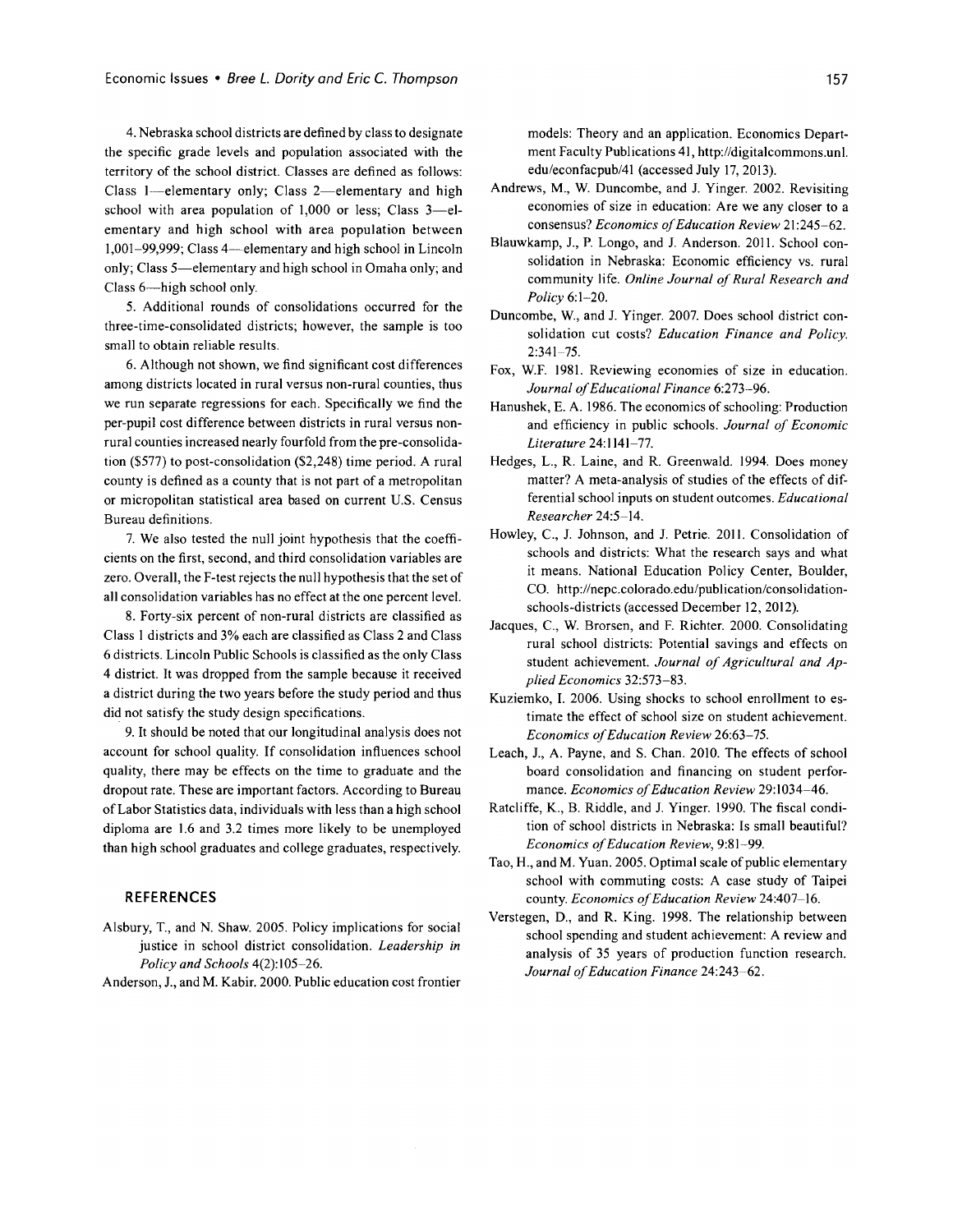4. Nebraska school districts are defined by class to designate the specific grade levels and population associated with the territory of the school district. Classes are defined as follows: Class 1—elementary only; Class 2—elementary and high school with area population of 1,000 or less; Class 3—elementary and high school with area population between 1,001–99,999; Class 4—elementary and high school in Lincoln only; Class 5—elementary and high school in Omaha only; and Class 6—high school only.

5. Additional rounds of consolidations occurred for the three-time-consolidated districts; however, the sample is too small to obtain reliable results.

6. Although not shown, we find significant cost differences among districts located in rural versus non-rural counties, thus we run separate regressions for each. Specifically we find the per-pupil cost difference between districts in rural versus non-rural counties increased nearly fourfold from the pre-consolidation ($577) to post-consolidation ($2,248) time period. A rural county is defined as a county that is not part of a metropolitan or micropolitan statistical area based on current U.S. Census Bureau definitions.

7. We also tested the null joint hypothesis that the coefficients on the first, second, and third consolidation variables are zero. Overall, the F-test rejects the null hypothesis that the set of all consolidation variables has no effect at the one percent level.

8. Forty-six percent of non-rural districts are classified as Class 1 districts and 3% each are classified as Class 2 and Class 6 districts. Lincoln Public Schools is classified as the only Class 4 district. It was dropped from the sample because it received a district during the two years before the study period and thus did not satisfy the study design specifications.

9. It should be noted that our longitudinal analysis does not account for school quality. If consolidation influences school quality, there may be effects on the time to graduate and the dropout rate. These are important factors. According to Bureau of Labor Statistics data, individuals with less than a high school diploma are 1.6 and 3.2 times more likely to be unemployed than high school graduates and college graduates, respectively.

## REFERENCES

Alsbury, T., and N. Shaw. 2005. Policy implications for social justice in school district consolidation. *Leadership in Policy and Schools* 4(2):105–26.

Anderson, J., and M. Kabir. 2000. Public education cost frontier models: Theory and an application. Economics Department Faculty Publications 41, http://digitalcommons.unl.edu/econfacpub/41 (accessed July 17, 2013).

Andrews, M., W. Duncombe, and J. Yinger. 2002. Revisiting economies of size in education: Are we any closer to a consensus? *Economics of Education Review* 21:245–62.

Blauwkamp, J., P. Longo, and J. Anderson. 2011. School consolidation in Nebraska: Economic efficiency vs. rural community life. *Online Journal of Rural Research and Policy* 6:1–20.

Duncombe, W., and J. Yinger. 2007. Does school district consolidation cut costs? *Education Finance and Policy.* 2:341–75.

Fox, W.F. 1981. Reviewing economies of size in education. *Journal of Educational Finance* 6:273–96.

Hanushek, E. A. 1986. The economics of schooling: Production and efficiency in public schools. *Journal of Economic Literature* 24:1141–77.

Hedges, L., R. Laine, and R. Greenwald. 1994. Does money matter? A meta-analysis of studies of the effects of differential school inputs on student outcomes. *Educational Researcher* 24:5–14.

Howley, C., J. Johnson, and J. Petrie. 2011. Consolidation of schools and districts: What the research says and what it means. National Education Policy Center, Boulder, CO. http://nepc.colorado.edu/publication/consolidation-schools-districts (accessed December 12, 2012).

Jacques, C., W. Brorsen, and F. Richter. 2000. Consolidating rural school districts: Potential savings and effects on student achievement. *Journal of Agricultural and Applied Economics* 32:573–83.

Kuziemko, I. 2006. Using shocks to school enrollment to estimate the effect of school size on student achievement. *Economics of Education Review* 26:63–75.

Leach, J., A. Payne, and S. Chan. 2010. The effects of school board consolidation and financing on student performance. *Economics of Education Review* 29:1034–46.

Ratcliffe, K., B. Riddle, and J. Yinger. 1990. The fiscal condition of school districts in Nebraska: Is small beautiful? *Economics of Education Review*, 9:81–99.

Tao, H., and M. Yuan. 2005. Optimal scale of public elementary school with commuting costs: A case study of Taipei county. *Economics of Education Review* 24:407–16.

Verstegen, D., and R. King. 1998. The relationship between school spending and student achievement: A review and analysis of 35 years of production function research. *Journal of Education Finance* 24:243–62.